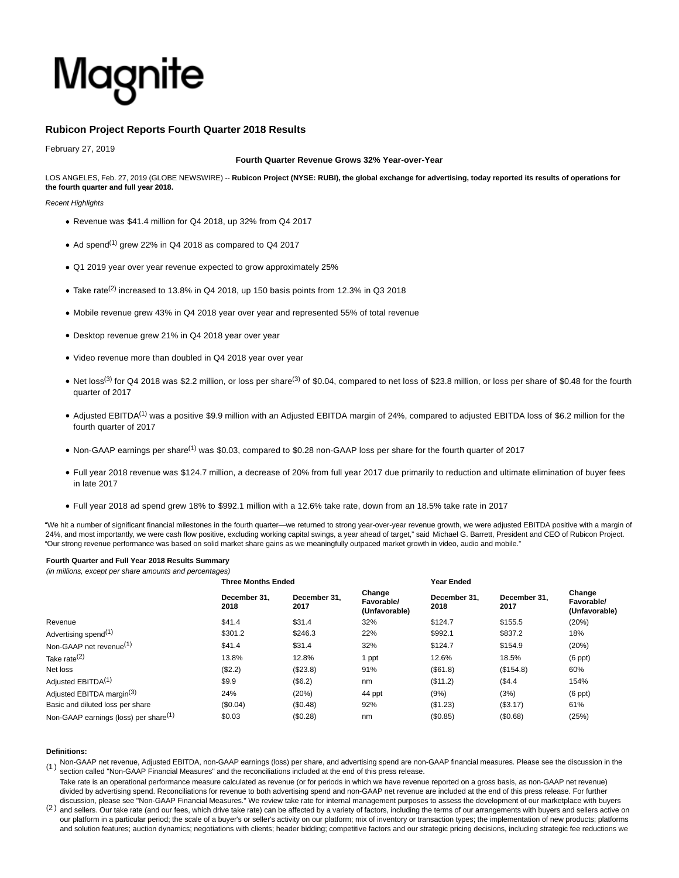# Magnite

## **Rubicon Project Reports Fourth Quarter 2018 Results**

February 27, 2019

### **Fourth Quarter Revenue Grows 32% Year-over-Year**

LOS ANGELES, Feb. 27, 2019 (GLOBE NEWSWIRE) -- **Rubicon Project (NYSE: RUBI), the global exchange for advertising, today reported its results of operations for the fourth quarter and full year 2018.**

Recent Highlights

- Revenue was \$41.4 million for Q4 2018, up 32% from Q4 2017
- Ad spend<sup>(1)</sup> grew 22% in Q4 2018 as compared to Q4 2017
- Q1 2019 year over year revenue expected to grow approximately 25%
- Take rate<sup>(2)</sup> increased to 13.8% in Q4 2018, up 150 basis points from 12.3% in Q3 2018
- Mobile revenue grew 43% in Q4 2018 year over year and represented 55% of total revenue
- Desktop revenue grew 21% in Q4 2018 year over year
- Video revenue more than doubled in Q4 2018 year over year
- Net loss<sup>(3)</sup> for Q4 2018 was \$2.2 million, or loss per share<sup>(3)</sup> of \$0.04, compared to net loss of \$23.8 million, or loss per share of \$0.48 for the fourth quarter of 2017
- Adjusted EBITDA<sup>(1)</sup> was a positive \$9.9 million with an Adjusted EBITDA margin of 24%, compared to adjusted EBITDA loss of \$6.2 million for the fourth quarter of 2017
- Non-GAAP earnings per share<sup>(1)</sup> was \$0.03, compared to \$0.28 non-GAAP loss per share for the fourth quarter of 2017
- Full year 2018 revenue was \$124.7 million, a decrease of 20% from full year 2017 due primarily to reduction and ultimate elimination of buyer fees in late 2017
- Full year 2018 ad spend grew 18% to \$992.1 million with a 12.6% take rate, down from an 18.5% take rate in 2017

"We hit a number of significant financial milestones in the fourth quarter—we returned to strong year-over-year revenue growth, we were adjusted EBITDA positive with a margin of 24%, and most importantly, we were cash flow positive, excluding working capital swings, a year ahead of target," said Michael G. Barrett, President and CEO of Rubicon Project. "Our strong revenue performance was based on solid market share gains as we meaningfully outpaced market growth in video, audio and mobile."

## **Fourth Quarter and Full Year 2018 Results Summary**

(in millions, except per share amounts and percentages)

|                                                   | <b>Three Months Ended</b>                    |          |                                       | <b>Year Ended</b>    |                      |                                       |
|---------------------------------------------------|----------------------------------------------|----------|---------------------------------------|----------------------|----------------------|---------------------------------------|
|                                                   | December 31.<br>December 31.<br>2018<br>2017 |          | Change<br>Favorable/<br>(Unfavorable) | December 31.<br>2018 | December 31.<br>2017 | Change<br>Favorable/<br>(Unfavorable) |
| Revenue                                           | \$41.4                                       | \$31.4   | 32%                                   | \$124.7              | \$155.5              | (20%)                                 |
| Advertising spend <sup>(1)</sup>                  | \$301.2                                      | \$246.3  | 22%                                   | \$992.1              | \$837.2              | 18%                                   |
| Non-GAAP net revenue <sup>(1)</sup>               | \$41.4                                       | \$31.4   | 32%                                   | \$124.7              | \$154.9              | (20%)                                 |
| Take rate $(2)$                                   | 13.8%                                        | 12.8%    | 1 ppt                                 | 12.6%                | 18.5%                | $(6$ ppt $)$                          |
| Net loss                                          | (\$2.2)                                      | (\$23.8) | 91%                                   | (S61.8)              | (\$154.8)            | 60%                                   |
| Adjusted EBITDA <sup>(1)</sup>                    | \$9.9                                        | (\$6.2)  | nm                                    | (\$11.2)             | (\$4.4"              | 154%                                  |
| Adjusted EBITDA margin <sup>(3)</sup>             | 24%                                          | (20%)    | 44 ppt                                | (9%)                 | (3%)                 | $(6$ ppt $)$                          |
| Basic and diluted loss per share                  | (\$0.04)                                     | (S0.48)  | 92%                                   | (\$1.23)             | (\$3.17)             | 61%                                   |
| Non-GAAP earnings (loss) per share <sup>(1)</sup> | \$0.03                                       | (S0.28)  | nm                                    | (S0.85)              | (\$0.68)             | (25%)                                 |

#### **Definitions:**

- (1) Non-GAAP net revenue, Adjusted EBITDA, non-GAAP earnings (loss) per share, and advertising spend are non-GAAP financial measures. Please see the discussion in the section called "Non-GAAP Financial Measures" and the reconciliations included at the end of this press release.
- $^{(2)}$  and sellers. Our take rate (and our fees, which drive take rate) can be affected by a variety of factors, including the terms of our arrangements with buyers and sellers active on Take rate is an operational performance measure calculated as revenue (or for periods in which we have revenue reported on a gross basis, as non-GAAP net revenue) divided by advertising spend. Reconciliations for revenue to both advertising spend and non-GAAP net revenue are included at the end of this press release. For further discussion, please see "Non-GAAP Financial Measures." We review take rate for internal management purposes to assess the development of our marketplace with buyers our platform in a particular period; the scale of a buyer's or seller's activity on our platform; mix of inventory or transaction types; the implementation of new products; platforms and solution features; auction dynamics; negotiations with clients; header bidding; competitive factors and our strategic pricing decisions, including strategic fee reductions we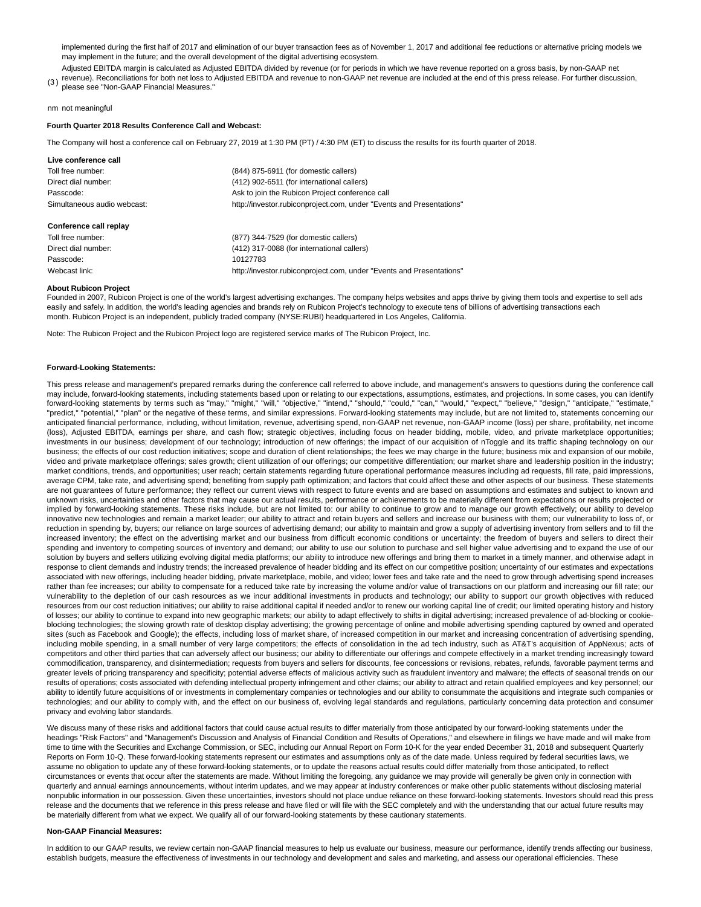implemented during the first half of 2017 and elimination of our buyer transaction fees as of November 1, 2017 and additional fee reductions or alternative pricing models we may implement in the future; and the overall development of the digital advertising ecosystem.

- Adjusted EBITDA margin is calculated as Adjusted EBITDA divided by revenue (or for periods in which we have revenue reported on a gross basis, by non-GAAP net
- (3 ) revenue). Reconciliations for both net loss to Adjusted EBITDA and revenue to non-GAAP net revenue are included at the end of this press release. For further discussion, please see "Non-GAAP Financial Measures."

#### nm not meaningful

## **Fourth Quarter 2018 Results Conference Call and Webcast:**

The Company will host a conference call on February 27, 2019 at 1:30 PM (PT) / 4:30 PM (ET) to discuss the results for its fourth quarter of 2018.

| Live conference call                                                                                |                                                                      |  |  |  |
|-----------------------------------------------------------------------------------------------------|----------------------------------------------------------------------|--|--|--|
| Toll free number:                                                                                   | (844) 875-6911 (for domestic callers)                                |  |  |  |
| Direct dial number:                                                                                 | (412) 902-6511 (for international callers)                           |  |  |  |
| Passcode:                                                                                           | Ask to join the Rubicon Project conference call                      |  |  |  |
| http://investor.rubiconproject.com, under "Events and Presentations"<br>Simultaneous audio webcast: |                                                                      |  |  |  |
| Conference call replay                                                                              |                                                                      |  |  |  |
| Toll free number:                                                                                   | (877) 344-7529 (for domestic callers)                                |  |  |  |
| Direct dial number:                                                                                 | (412) 317-0088 (for international callers)                           |  |  |  |
| Passcode:                                                                                           | 10127783                                                             |  |  |  |
| Webcast link:                                                                                       | http://investor.rubiconproject.com, under "Events and Presentations" |  |  |  |

#### **About Rubicon Project**

Founded in 2007, Rubicon Project is one of the world's largest advertising exchanges. The company helps websites and apps thrive by giving them tools and expertise to sell ads easily and safely. In addition, the world's leading agencies and brands rely on Rubicon Project's technology to execute tens of billions of advertising transactions each month. Rubicon Project is an independent, publicly traded company (NYSE:RUBI) headquartered in Los Angeles, California.

Note: The Rubicon Project and the Rubicon Project logo are registered service marks of The Rubicon Project, Inc.

#### **Forward-Looking Statements:**

This press release and management's prepared remarks during the conference call referred to above include, and management's answers to questions during the conference call may include, forward-looking statements, including statements based upon or relating to our expectations, assumptions, estimates, and projections. In some cases, you can identify forward-looking statements by terms such as "may," "might," "will," "objective," "intend," "should," "could," "can," "would," "expect," "believe," "design," "anticipate," "estimate," "predict," "potential," "plan" or the negative of these terms, and similar expressions. Forward-looking statements may include, but are not limited to, statements concerning our anticipated financial performance, including, without limitation, revenue, advertising spend, non-GAAP net revenue, non-GAAP income (loss) per share, profitability, net income (loss), Adjusted EBITDA, earnings per share, and cash flow; strategic objectives, including focus on header bidding, mobile, video, and private marketplace opportunities; investments in our business; development of our technology; introduction of new offerings; the impact of our acquisition of nToggle and its traffic shaping technology on our business; the effects of our cost reduction initiatives; scope and duration of client relationships; the fees we may charge in the future; business mix and expansion of our mobile, video and private marketplace offerings; sales growth; client utilization of our offerings; our competitive differentiation; our market share and leadership position in the industry; market conditions, trends, and opportunities; user reach; certain statements regarding future operational performance measures including ad requests, fill rate, paid impressions, average CPM, take rate, and advertising spend; benefiting from supply path optimization; and factors that could affect these and other aspects of our business. These statements are not guarantees of future performance; they reflect our current views with respect to future events and are based on assumptions and estimates and subject to known and unknown risks, uncertainties and other factors that may cause our actual results, performance or achievements to be materially different from expectations or results projected or implied by forward-looking statements. These risks include, but are not limited to: our ability to continue to grow and to manage our growth effectively; our ability to develop innovative new technologies and remain a market leader; our ability to attract and retain buyers and sellers and increase our business with them; our vulnerability to loss of, or reduction in spending by, buyers; our reliance on large sources of advertising demand; our ability to maintain and grow a supply of advertising inventory from sellers and to fill the increased inventory; the effect on the advertising market and our business from difficult economic conditions or uncertainty; the freedom of buyers and sellers to direct their spending and inventory to competing sources of inventory and demand; our ability to use our solution to purchase and sell higher value advertising and to expand the use of our solution by buyers and sellers utilizing evolving digital media platforms; our ability to introduce new offerings and bring them to market in a timely manner, and otherwise adapt in response to client demands and industry trends; the increased prevalence of header bidding and its effect on our competitive position; uncertainty of our estimates and expectations associated with new offerings, including header bidding, private marketplace, mobile, and video; lower fees and take rate and the need to grow through advertising spend increases rather than fee increases; our ability to compensate for a reduced take rate by increasing the volume and/or value of transactions on our platform and increasing our fill rate; our vulnerability to the depletion of our cash resources as we incur additional investments in products and technology; our ability to support our growth objectives with reduced resources from our cost reduction initiatives; our ability to raise additional capital if needed and/or to renew our working capital line of credit; our limited operating history and history of losses; our ability to continue to expand into new geographic markets; our ability to adapt effectively to shifts in digital advertising; increased prevalence of ad-blocking or cookieblocking technologies; the slowing growth rate of desktop display advertising; the growing percentage of online and mobile advertising spending captured by owned and operated sites (such as Facebook and Google); the effects, including loss of market share, of increased competition in our market and increasing concentration of advertising spending, including mobile spending, in a small number of very large competitors; the effects of consolidation in the ad tech industry, such as AT&T's acquisition of AppNexus; acts of competitors and other third parties that can adversely affect our business; our ability to differentiate our offerings and compete effectively in a market trending increasingly toward commodification, transparency, and disintermediation; requests from buyers and sellers for discounts, fee concessions or revisions, rebates, refunds, favorable payment terms and greater levels of pricing transparency and specificity; potential adverse effects of malicious activity such as fraudulent inventory and malware; the effects of seasonal trends on our results of operations; costs associated with defending intellectual property infringement and other claims; our ability to attract and retain qualified employees and key personnel; our ability to identify future acquisitions of or investments in complementary companies or technologies and our ability to consummate the acquisitions and integrate such companies or technologies; and our ability to comply with, and the effect on our business of, evolving legal standards and regulations, particularly concerning data protection and consumer privacy and evolving labor standards.

We discuss many of these risks and additional factors that could cause actual results to differ materially from those anticipated by our forward-looking statements under the headings "Risk Factors" and "Management's Discussion and Analysis of Financial Condition and Results of Operations," and elsewhere in filings we have made and will make from time to time with the Securities and Exchange Commission, or SEC, including our Annual Report on Form 10-K for the year ended December 31, 2018 and subsequent Quarterly Reports on Form 10-Q. These forward-looking statements represent our estimates and assumptions only as of the date made. Unless required by federal securities laws, we assume no obligation to update any of these forward-looking statements, or to update the reasons actual results could differ materially from those anticipated, to reflect circumstances or events that occur after the statements are made. Without limiting the foregoing, any guidance we may provide will generally be given only in connection with quarterly and annual earnings announcements, without interim updates, and we may appear at industry conferences or make other public statements without disclosing material nonpublic information in our possession. Given these uncertainties, investors should not place undue reliance on these forward-looking statements. Investors should read this press release and the documents that we reference in this press release and have filed or will file with the SEC completely and with the understanding that our actual future results may be materially different from what we expect. We qualify all of our forward-looking statements by these cautionary statements.

### **Non-GAAP Financial Measures:**

In addition to our GAAP results, we review certain non-GAAP financial measures to help us evaluate our business, measure our performance, identify trends affecting our business, establish budgets, measure the effectiveness of investments in our technology and development and sales and marketing, and assess our operational efficiencies. These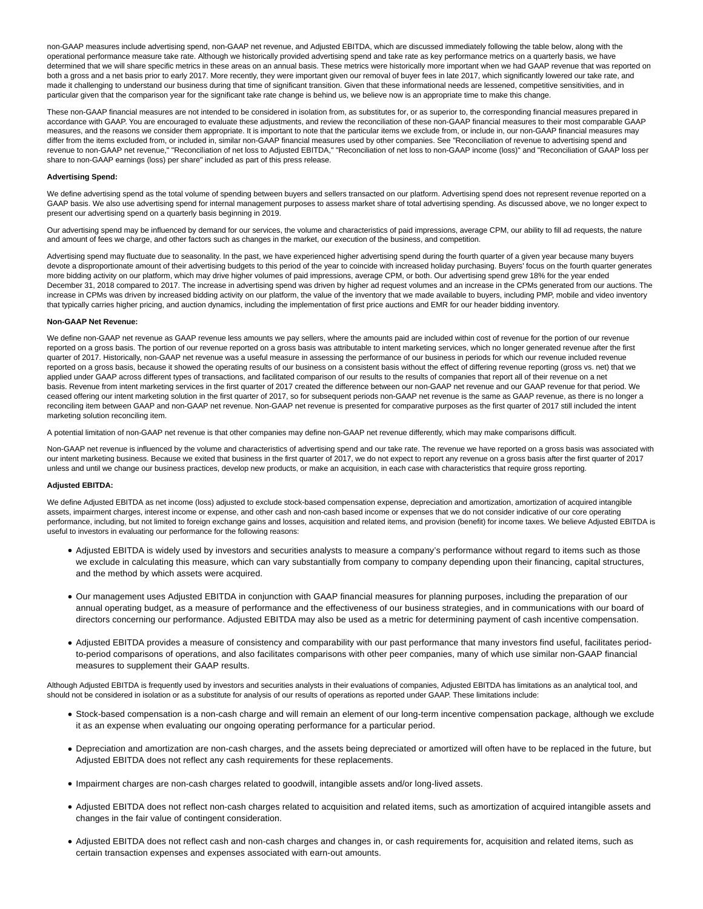non-GAAP measures include advertising spend, non-GAAP net revenue, and Adjusted EBITDA, which are discussed immediately following the table below, along with the operational performance measure take rate. Although we historically provided advertising spend and take rate as key performance metrics on a quarterly basis, we have determined that we will share specific metrics in these areas on an annual basis. These metrics were historically more important when we had GAAP revenue that was reported on both a gross and a net basis prior to early 2017. More recently, they were important given our removal of buyer fees in late 2017, which significantly lowered our take rate, and made it challenging to understand our business during that time of significant transition. Given that these informational needs are lessened, competitive sensitivities, and in particular given that the comparison year for the significant take rate change is behind us, we believe now is an appropriate time to make this change.

These non-GAAP financial measures are not intended to be considered in isolation from, as substitutes for, or as superior to, the corresponding financial measures prepared in accordance with GAAP. You are encouraged to evaluate these adjustments, and review the reconciliation of these non-GAAP financial measures to their most comparable GAAP measures, and the reasons we consider them appropriate. It is important to note that the particular items we exclude from, or include in, our non-GAAP financial measures may differ from the items excluded from, or included in, similar non-GAAP financial measures used by other companies. See "Reconciliation of revenue to advertising spend and revenue to non-GAAP net revenue," "Reconciliation of net loss to Adjusted EBITDA," "Reconciliation of net loss to non-GAAP income (loss)" and "Reconciliation of GAAP loss per share to non-GAAP earnings (loss) per share" included as part of this press release.

#### **Advertising Spend:**

We define advertising spend as the total volume of spending between buyers and sellers transacted on our platform. Advertising spend does not represent revenue reported on a GAAP basis. We also use advertising spend for internal management purposes to assess market share of total advertising spending. As discussed above, we no longer expect to present our advertising spend on a quarterly basis beginning in 2019.

Our advertising spend may be influenced by demand for our services, the volume and characteristics of paid impressions, average CPM, our ability to fill ad requests, the nature and amount of fees we charge, and other factors such as changes in the market, our execution of the business, and competition.

Advertising spend may fluctuate due to seasonality. In the past, we have experienced higher advertising spend during the fourth quarter of a given year because many buyers devote a disproportionate amount of their advertising budgets to this period of the year to coincide with increased holiday purchasing. Buyers' focus on the fourth quarter generates more bidding activity on our platform, which may drive higher volumes of paid impressions, average CPM, or both. Our advertising spend grew 18% for the year ended December 31, 2018 compared to 2017. The increase in advertising spend was driven by higher ad request volumes and an increase in the CPMs generated from our auctions. The increase in CPMs was driven by increased bidding activity on our platform, the value of the inventory that we made available to buyers, including PMP, mobile and video inventory that typically carries higher pricing, and auction dynamics, including the implementation of first price auctions and EMR for our header bidding inventory.

## **Non-GAAP Net Revenue:**

We define non-GAAP net revenue as GAAP revenue less amounts we pay sellers, where the amounts paid are included within cost of revenue for the portion of our revenue reported on a gross basis. The portion of our revenue reported on a gross basis was attributable to intent marketing services, which no longer generated revenue after the first quarter of 2017. Historically, non-GAAP net revenue was a useful measure in assessing the performance of our business in periods for which our revenue included revenue reported on a gross basis, because it showed the operating results of our business on a consistent basis without the effect of differing revenue reporting (gross vs. net) that we applied under GAAP across different types of transactions, and facilitated comparison of our results to the results of companies that report all of their revenue on a net basis. Revenue from intent marketing services in the first quarter of 2017 created the difference between our non-GAAP net revenue and our GAAP revenue for that period. We ceased offering our intent marketing solution in the first quarter of 2017, so for subsequent periods non-GAAP net revenue is the same as GAAP revenue, as there is no longer a reconciling item between GAAP and non-GAAP net revenue. Non-GAAP net revenue is presented for comparative purposes as the first quarter of 2017 still included the intent marketing solution reconciling item.

A potential limitation of non-GAAP net revenue is that other companies may define non-GAAP net revenue differently, which may make comparisons difficult.

Non-GAAP net revenue is influenced by the volume and characteristics of advertising spend and our take rate. The revenue we have reported on a gross basis was associated with our intent marketing business. Because we exited that business in the first quarter of 2017, we do not expect to report any revenue on a gross basis after the first quarter of 2017 unless and until we change our business practices, develop new products, or make an acquisition, in each case with characteristics that require gross reporting.

## **Adjusted EBITDA:**

We define Adjusted EBITDA as net income (loss) adjusted to exclude stock-based compensation expense, depreciation and amortization, amortization of acquired intangible assets, impairment charges, interest income or expense, and other cash and non-cash based income or expenses that we do not consider indicative of our core operating performance, including, but not limited to foreign exchange gains and losses, acquisition and related items, and provision (benefit) for income taxes. We believe Adjusted EBITDA is useful to investors in evaluating our performance for the following reasons:

- Adjusted EBITDA is widely used by investors and securities analysts to measure a company's performance without regard to items such as those we exclude in calculating this measure, which can vary substantially from company to company depending upon their financing, capital structures, and the method by which assets were acquired.
- Our management uses Adjusted EBITDA in conjunction with GAAP financial measures for planning purposes, including the preparation of our annual operating budget, as a measure of performance and the effectiveness of our business strategies, and in communications with our board of directors concerning our performance. Adjusted EBITDA may also be used as a metric for determining payment of cash incentive compensation.
- Adjusted EBITDA provides a measure of consistency and comparability with our past performance that many investors find useful, facilitates periodto-period comparisons of operations, and also facilitates comparisons with other peer companies, many of which use similar non-GAAP financial measures to supplement their GAAP results.

Although Adjusted EBITDA is frequently used by investors and securities analysts in their evaluations of companies, Adjusted EBITDA has limitations as an analytical tool, and should not be considered in isolation or as a substitute for analysis of our results of operations as reported under GAAP. These limitations include:

- Stock-based compensation is a non-cash charge and will remain an element of our long-term incentive compensation package, although we exclude it as an expense when evaluating our ongoing operating performance for a particular period.
- Depreciation and amortization are non-cash charges, and the assets being depreciated or amortized will often have to be replaced in the future, but Adjusted EBITDA does not reflect any cash requirements for these replacements.
- Impairment charges are non-cash charges related to goodwill, intangible assets and/or long-lived assets.
- Adjusted EBITDA does not reflect non-cash charges related to acquisition and related items, such as amortization of acquired intangible assets and changes in the fair value of contingent consideration.
- Adjusted EBITDA does not reflect cash and non-cash charges and changes in, or cash requirements for, acquisition and related items, such as certain transaction expenses and expenses associated with earn-out amounts.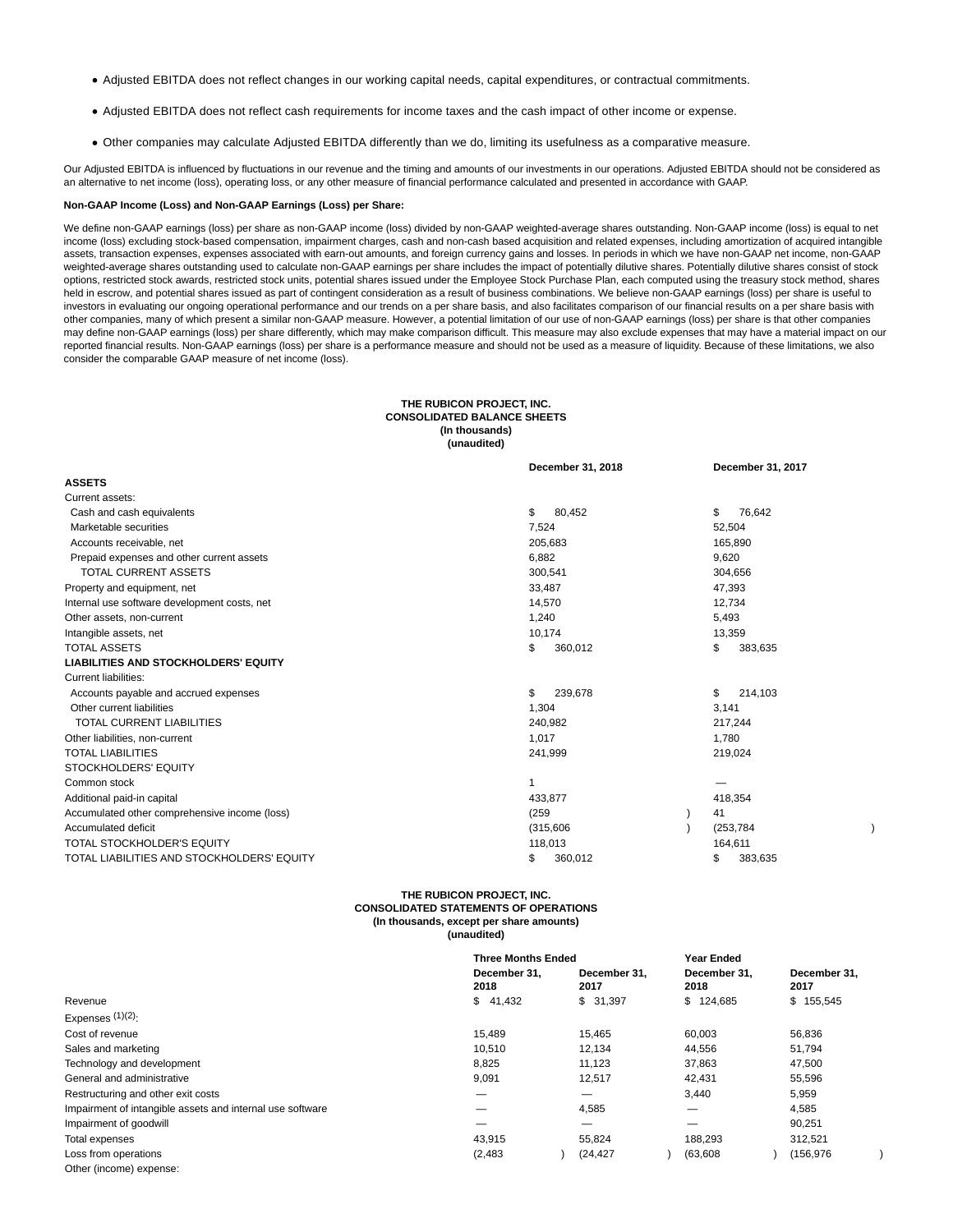- Adjusted EBITDA does not reflect changes in our working capital needs, capital expenditures, or contractual commitments.
- Adjusted EBITDA does not reflect cash requirements for income taxes and the cash impact of other income or expense.
- Other companies may calculate Adjusted EBITDA differently than we do, limiting its usefulness as a comparative measure.

Our Adjusted EBITDA is influenced by fluctuations in our revenue and the timing and amounts of our investments in our operations. Adjusted EBITDA should not be considered as an alternative to net income (loss), operating loss, or any other measure of financial performance calculated and presented in accordance with GAAP.

## **Non-GAAP Income (Loss) and Non-GAAP Earnings (Loss) per Share:**

We define non-GAAP earnings (loss) per share as non-GAAP income (loss) divided by non-GAAP weighted-average shares outstanding. Non-GAAP income (loss) is equal to net income (loss) excluding stock-based compensation, impairment charges, cash and non-cash based acquisition and related expenses, including amortization of acquired intangible assets, transaction expenses, expenses associated with earn-out amounts, and foreign currency gains and losses. In periods in which we have non-GAAP net income, non-GAAP weighted-average shares outstanding used to calculate non-GAAP earnings per share includes the impact of potentially dilutive shares. Potentially dilutive shares consist of stock options, restricted stock awards, restricted stock units, potential shares issued under the Employee Stock Purchase Plan, each computed using the treasury stock method, shares held in escrow, and potential shares issued as part of contingent consideration as a result of business combinations. We believe non-GAAP earnings (loss) per share is useful to investors in evaluating our ongoing operational performance and our trends on a per share basis, and also facilitates comparison of our financial results on a per share basis with other companies, many of which present a similar non-GAAP measure. However, a potential limitation of our use of non-GAAP earnings (loss) per share is that other companies may define non-GAAP earnings (loss) per share differently, which may make comparison difficult. This measure may also exclude expenses that may have a material impact on our reported financial results. Non-GAAP earnings (loss) per share is a performance measure and should not be used as a measure of liquidity. Because of these limitations, we also consider the comparable GAAP measure of net income (loss).

## **THE RUBICON PROJECT, INC. CONSOLIDATED BALANCE SHEETS (In thousands) (unaudited)**

|                                               | December 31, 2018 | December 31, 2017 |  |
|-----------------------------------------------|-------------------|-------------------|--|
| <b>ASSETS</b>                                 |                   |                   |  |
| Current assets:                               |                   |                   |  |
| Cash and cash equivalents                     | \$<br>80,452      | \$<br>76,642      |  |
| Marketable securities                         | 7,524             | 52,504            |  |
| Accounts receivable, net                      | 205,683           | 165,890           |  |
| Prepaid expenses and other current assets     | 6,882             | 9,620             |  |
| <b>TOTAL CURRENT ASSETS</b>                   | 300,541           | 304,656           |  |
| Property and equipment, net                   | 33,487            | 47,393            |  |
| Internal use software development costs, net  | 14,570            | 12,734            |  |
| Other assets, non-current                     | 1,240             | 5,493             |  |
| Intangible assets, net                        | 10,174            | 13,359            |  |
| <b>TOTAL ASSETS</b>                           | \$<br>360,012     | \$<br>383,635     |  |
| <b>LIABILITIES AND STOCKHOLDERS' EQUITY</b>   |                   |                   |  |
| <b>Current liabilities:</b>                   |                   |                   |  |
| Accounts payable and accrued expenses         | \$<br>239,678     | \$<br>214,103     |  |
| Other current liabilities                     | 1,304             | 3,141             |  |
| <b>TOTAL CURRENT LIABILITIES</b>              | 240,982           | 217,244           |  |
| Other liabilities, non-current                | 1,017             | 1,780             |  |
| <b>TOTAL LIABILITIES</b>                      | 241,999           | 219,024           |  |
| STOCKHOLDERS' EQUITY                          |                   |                   |  |
| Common stock                                  | 1                 |                   |  |
| Additional paid-in capital                    | 433,877           | 418,354           |  |
| Accumulated other comprehensive income (loss) | (259)             | 41                |  |
| Accumulated deficit                           | (315,606)         | (253, 784)        |  |
| <b>TOTAL STOCKHOLDER'S EQUITY</b>             | 118,013           | 164,611           |  |
| TOTAL LIABILITIES AND STOCKHOLDERS' EQUITY    | \$<br>360,012     | \$<br>383,635     |  |

#### **THE RUBICON PROJECT, INC. CONSOLIDATED STATEMENTS OF OPERATIONS (In thousands, except per share amounts) (unaudited)**

|                                                           | <b>Three Months Ended</b> |                      | <b>Year Ended</b>    |                      |
|-----------------------------------------------------------|---------------------------|----------------------|----------------------|----------------------|
|                                                           | December 31,<br>2018      | December 31,<br>2017 | December 31.<br>2018 | December 31.<br>2017 |
| Revenue                                                   | \$41,432                  | \$<br>31,397         | \$124,685            | \$155,545            |
| Expenses $(1)(2)$ :                                       |                           |                      |                      |                      |
| Cost of revenue                                           | 15,489                    | 15,465               | 60,003               | 56,836               |
| Sales and marketing                                       | 10,510                    | 12,134               | 44,556               | 51,794               |
| Technology and development                                | 8,825                     | 11,123               | 37,863               | 47,500               |
| General and administrative                                | 9,091                     | 12,517               | 42,431               | 55,596               |
| Restructuring and other exit costs                        | –                         | –                    | 3,440                | 5,959                |
| Impairment of intangible assets and internal use software |                           | 4,585                | –                    | 4,585                |
| Impairment of goodwill                                    | –                         | –                    | –                    | 90,251               |
| Total expenses                                            | 43,915                    | 55,824               | 188.293              | 312,521              |
| Loss from operations                                      | (2, 483)                  | (24, 427)            | (63, 608)            | (156, 976)           |
| Other (income) expense:                                   |                           |                      |                      |                      |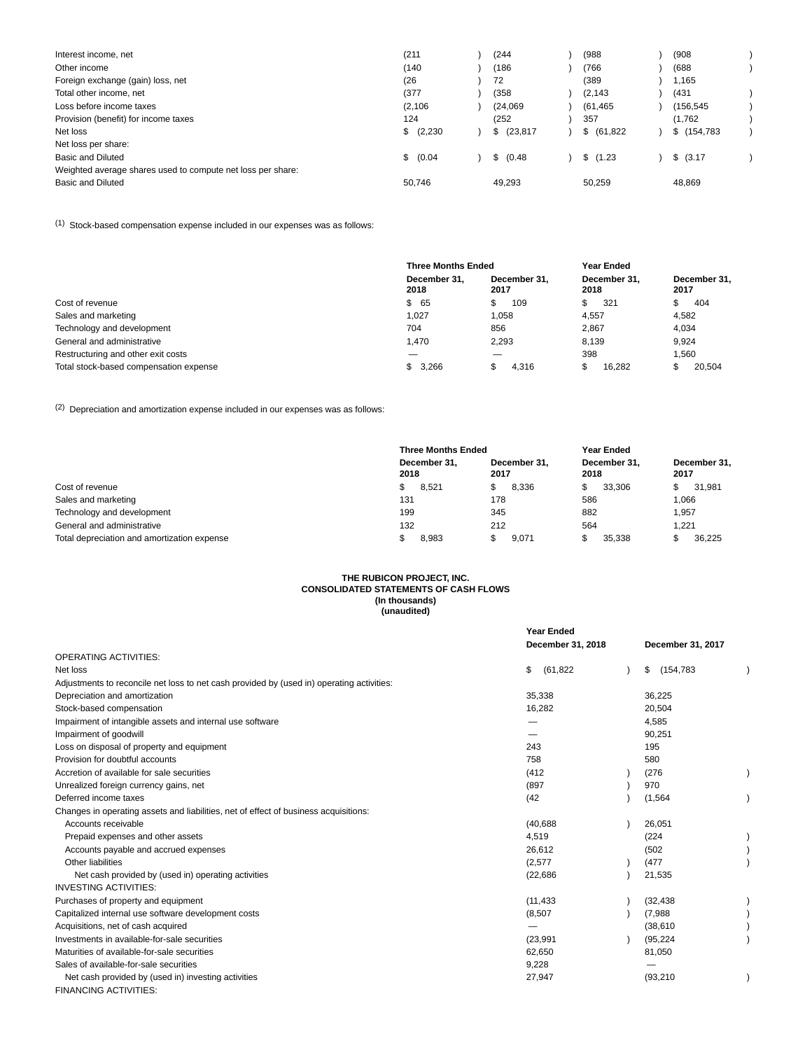| Interest income, net                                        | (211)      | (244)          | (988         | (908        |  |
|-------------------------------------------------------------|------------|----------------|--------------|-------------|--|
| Other income                                                | (140       | (186           | (766         | (688)       |  |
| Foreign exchange (gain) loss, net                           | (26)       | 72             | (389         | .165        |  |
| Total other income, net                                     | (377)      | (358           | (2, 143)     | (431        |  |
| Loss before income taxes                                    | (2, 106)   | (24,069)       | (61, 465)    | 156,545)    |  |
| Provision (benefit) for income taxes                        | 124        | (252)          | 357          | (1,762)     |  |
| Net loss                                                    | \$ (2,230) | $$^{(23,817)}$ | $$^{61,822}$ | \$(154,783) |  |
| Net loss per share:                                         |            |                |              |             |  |
| Basic and Diluted                                           | \$ (0.04)  | \$ (0.48)      | \$(1.23)     | \$ (3.17)   |  |
| Weighted average shares used to compute net loss per share: |            |                |              |             |  |
| Basic and Diluted                                           | 50,746     | 49,293         | 50,259       | 48,869      |  |
|                                                             |            |                |              |             |  |

(1) Stock-based compensation expense included in our expenses was as follows:

|                                        | <b>Three Months Ended</b> |                      |                      |                      |
|----------------------------------------|---------------------------|----------------------|----------------------|----------------------|
|                                        | December 31.<br>2018      | December 31.<br>2017 | December 31.<br>2018 | December 31.<br>2017 |
| Cost of revenue                        | \$ 65                     | 109                  | 321<br>S             | 404                  |
| Sales and marketing                    | 1.027                     | 1,058                | 4.557                | 4,582                |
| Technology and development             | 704                       | 856                  | 2.867                | 4,034                |
| General and administrative             | 1.470                     | 2.293                | 8.139                | 9,924                |
| Restructuring and other exit costs     | _                         |                      | 398                  | 1.560                |
| Total stock-based compensation expense | 3.266                     | 4.316                | 16.282<br>\$         | 20.504<br>л.         |

(2) Depreciation and amortization expense included in our expenses was as follows:

|                                             | <b>Three Months Ended</b> | Year Ended           |                      |                      |
|---------------------------------------------|---------------------------|----------------------|----------------------|----------------------|
|                                             | December 31.<br>2018      | December 31.<br>2017 | December 31.<br>2018 | December 31.<br>2017 |
| Cost of revenue                             | 8.521<br>\$.              | 8.336                | 33.306               | 31.981               |
| Sales and marketing                         | 131                       | 178                  | 586                  | 1.066                |
| Technology and development                  | 199                       | 345                  | 882                  | 1.957                |
| General and administrative                  | 132                       | 212                  | 564                  | 1.221                |
| Total depreciation and amortization expense | 8.983                     | 9.071                | 35.338               | 36.225               |

#### **THE RUBICON PROJECT, INC. CONSOLIDATED STATEMENTS OF CASH FLOWS (In thousands) (unaudited)**

|                                                                                           | <b>Year Ended</b><br>December 31, 2018 | December 31, 2017 |  |
|-------------------------------------------------------------------------------------------|----------------------------------------|-------------------|--|
| <b>OPERATING ACTIVITIES:</b>                                                              |                                        |                   |  |
| Net loss                                                                                  | \$<br>(61, 822)                        | \$<br>(154, 783)  |  |
| Adjustments to reconcile net loss to net cash provided by (used in) operating activities: |                                        |                   |  |
| Depreciation and amortization                                                             | 35,338                                 | 36,225            |  |
| Stock-based compensation                                                                  | 16,282                                 | 20,504            |  |
| Impairment of intangible assets and internal use software                                 |                                        | 4,585             |  |
| Impairment of goodwill                                                                    |                                        | 90,251            |  |
| Loss on disposal of property and equipment                                                | 243                                    | 195               |  |
| Provision for doubtful accounts                                                           | 758                                    | 580               |  |
| Accretion of available for sale securities                                                | (412)                                  | (276)             |  |
| Unrealized foreign currency gains, net                                                    | (897)                                  | 970               |  |
| Deferred income taxes                                                                     | (42)                                   | (1, 564)          |  |
| Changes in operating assets and liabilities, net of effect of business acquisitions:      |                                        |                   |  |
| Accounts receivable                                                                       | (40, 688)                              | 26,051            |  |
| Prepaid expenses and other assets                                                         | 4,519                                  | (224)             |  |
| Accounts payable and accrued expenses                                                     | 26,612                                 | (502)             |  |
| Other liabilities                                                                         | (2,577)                                | (477)             |  |
| Net cash provided by (used in) operating activities                                       | (22, 686)                              | 21,535            |  |
| <b>INVESTING ACTIVITIES:</b>                                                              |                                        |                   |  |
| Purchases of property and equipment                                                       | (11, 433)                              | (32, 438)         |  |
| Capitalized internal use software development costs                                       | (8,507)                                | (7,988)           |  |
| Acquisitions, net of cash acquired                                                        |                                        | (38,610)          |  |
| Investments in available-for-sale securities                                              | (23, 991)                              | (95, 224)         |  |
| Maturities of available-for-sale securities                                               | 62,650                                 | 81,050            |  |
| Sales of available-for-sale securities                                                    | 9,228                                  |                   |  |
| Net cash provided by (used in) investing activities                                       | 27,947                                 | (93, 210)         |  |
| <b>FINANCING ACTIVITIES:</b>                                                              |                                        |                   |  |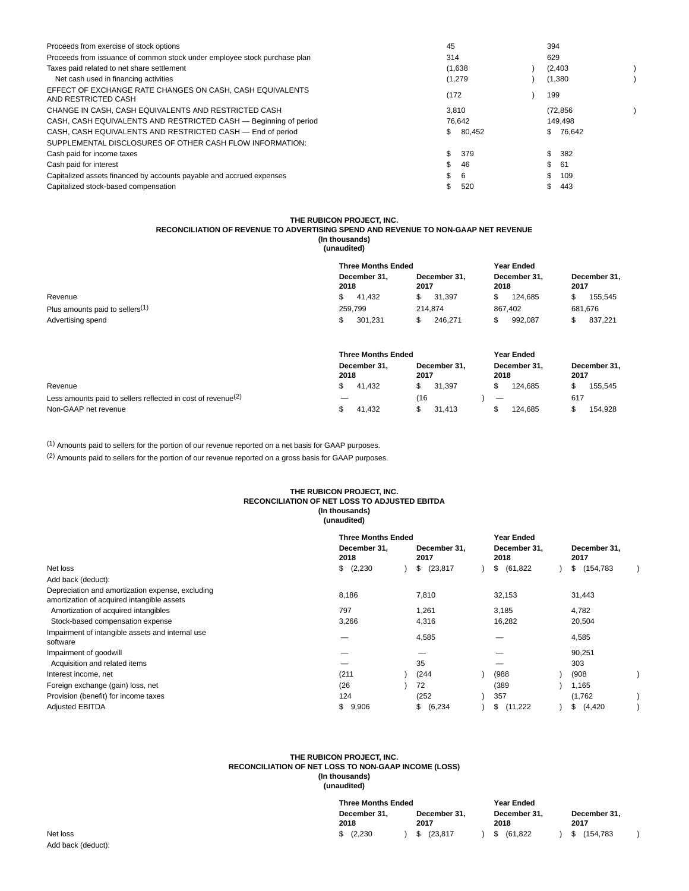| Proceeds from exercise of stock options                                          | 45           |  | 394       |  |
|----------------------------------------------------------------------------------|--------------|--|-----------|--|
| Proceeds from issuance of common stock under employee stock purchase plan        | 314          |  | 629       |  |
| Taxes paid related to net share settlement                                       | (1,638)      |  | (2, 403)  |  |
| Net cash used in financing activities                                            | (1,279)      |  | (1,380    |  |
| EFFECT OF EXCHANGE RATE CHANGES ON CASH, CASH EQUIVALENTS<br>AND RESTRICTED CASH | (172)        |  | 199       |  |
| CHANGE IN CASH, CASH EQUIVALENTS AND RESTRICTED CASH                             | 3.810        |  | (72, 856) |  |
| CASH, CASH EQUIVALENTS AND RESTRICTED CASH - Beginning of period                 | 76.642       |  | 149.498   |  |
| CASH, CASH EQUIVALENTS AND RESTRICTED CASH - End of period                       | \$<br>80,452 |  | \$76,642  |  |
| SUPPLEMENTAL DISCLOSURES OF OTHER CASH FLOW INFORMATION:                         |              |  |           |  |
| Cash paid for income taxes                                                       | \$<br>379    |  | \$382     |  |
| Cash paid for interest                                                           | \$.<br>46    |  | \$<br>-61 |  |
| Capitalized assets financed by accounts payable and accrued expenses             | \$<br>6      |  | \$<br>109 |  |
| Capitalized stock-based compensation                                             | 520          |  | \$<br>443 |  |
|                                                                                  |              |  |           |  |

## **THE RUBICON PROJECT, INC.**

# **RECONCILIATION OF REVENUE TO ADVERTISING SPEND AND REVENUE TO NON-GAAP NET REVENUE**

#### **(In thousands) (unaudited)**

|                                             |                      | <b>Three Months Ended</b> |                      |                      |  |
|---------------------------------------------|----------------------|---------------------------|----------------------|----------------------|--|
|                                             | December 31.<br>2018 | December 31.<br>2017      | December 31.<br>2018 | December 31.<br>2017 |  |
| Revenue                                     | 41.432               | 31.397                    | 124.685              | 155.545              |  |
| Plus amounts paid to sellers <sup>(1)</sup> | 259.799              | 214.874                   | 867.402              | 681.676              |  |
| Advertising spend                           | 301.231              | 246.271                   | 992.087              | 837.221              |  |

|                                                                 | <b>Three Months Ended</b> | <b>Year Ended</b>    |                          |                      |
|-----------------------------------------------------------------|---------------------------|----------------------|--------------------------|----------------------|
|                                                                 | December 31.<br>2018      | December 31.<br>2017 | December 31.<br>2018     | December 31.<br>2017 |
| Revenue                                                         | 41.432                    | 31.397               | 124.685                  | 155.545              |
| Less amounts paid to sellers reflected in cost of revenue $(2)$ |                           | (16                  | $\overline{\phantom{0}}$ | 617                  |
| Non-GAAP net revenue                                            | 41.432                    | 31.413               | 124.685                  | 154.928              |

(1) Amounts paid to sellers for the portion of our revenue reported on a net basis for GAAP purposes.

(2) Amounts paid to sellers for the portion of our revenue reported on a gross basis for GAAP purposes.

## **THE RUBICON PROJECT, INC. RECONCILIATION OF NET LOSS TO ADJUSTED EBITDA (In thousands) (unaudited)**

|                                                                                                | <b>Three Months Ended</b> |  | Year Ended           |                      |  |                      |  |
|------------------------------------------------------------------------------------------------|---------------------------|--|----------------------|----------------------|--|----------------------|--|
|                                                                                                | December 31,<br>2018      |  | December 31.<br>2017 | December 31,<br>2018 |  | December 31,<br>2017 |  |
| Net loss                                                                                       | \$<br>(2, 230)            |  | $$^{(23,817)}$       | \$<br>(61,822        |  | \$<br>(154, 783)     |  |
| Add back (deduct):                                                                             |                           |  |                      |                      |  |                      |  |
| Depreciation and amortization expense, excluding<br>amortization of acquired intangible assets | 8,186                     |  | 7,810                | 32,153               |  | 31,443               |  |
| Amortization of acquired intangibles                                                           | 797                       |  | 1,261                | 3,185                |  | 4,782                |  |
| Stock-based compensation expense                                                               | 3,266                     |  | 4,316                | 16,282               |  | 20,504               |  |
| Impairment of intangible assets and internal use<br>software                                   |                           |  | 4,585                |                      |  | 4,585                |  |
| Impairment of goodwill                                                                         |                           |  |                      |                      |  | 90,251               |  |
| Acquisition and related items                                                                  |                           |  | 35                   |                      |  | 303                  |  |
| Interest income, net                                                                           | (211)                     |  | (244)                | (988)                |  | (908)                |  |
| Foreign exchange (gain) loss, net                                                              | (26)                      |  | 72                   | (389)                |  | 1,165                |  |
| Provision (benefit) for income taxes                                                           | 124                       |  | (252)                | 357                  |  | (1,762)              |  |
| <b>Adjusted EBITDA</b>                                                                         | \$<br>9,906               |  | \$<br>(6, 234)       | \$<br>(11, 222)      |  | \$<br>(4, 420)       |  |

#### **THE RUBICON PROJECT, INC. RECONCILIATION OF NET LOSS TO NON-GAAP INCOME (LOSS) (In thousands) (unaudited)**

|          | <b>Three Months Ended</b> |                      | <b>Year Ended</b>    |                      |  |  |  |
|----------|---------------------------|----------------------|----------------------|----------------------|--|--|--|
|          | December 31.<br>2018      | December 31.<br>2017 | December 31.<br>2018 | December 31.<br>2017 |  |  |  |
| Net loss | (2, 230)                  | (23.81)              | (61, 822)            | (154, 783)           |  |  |  |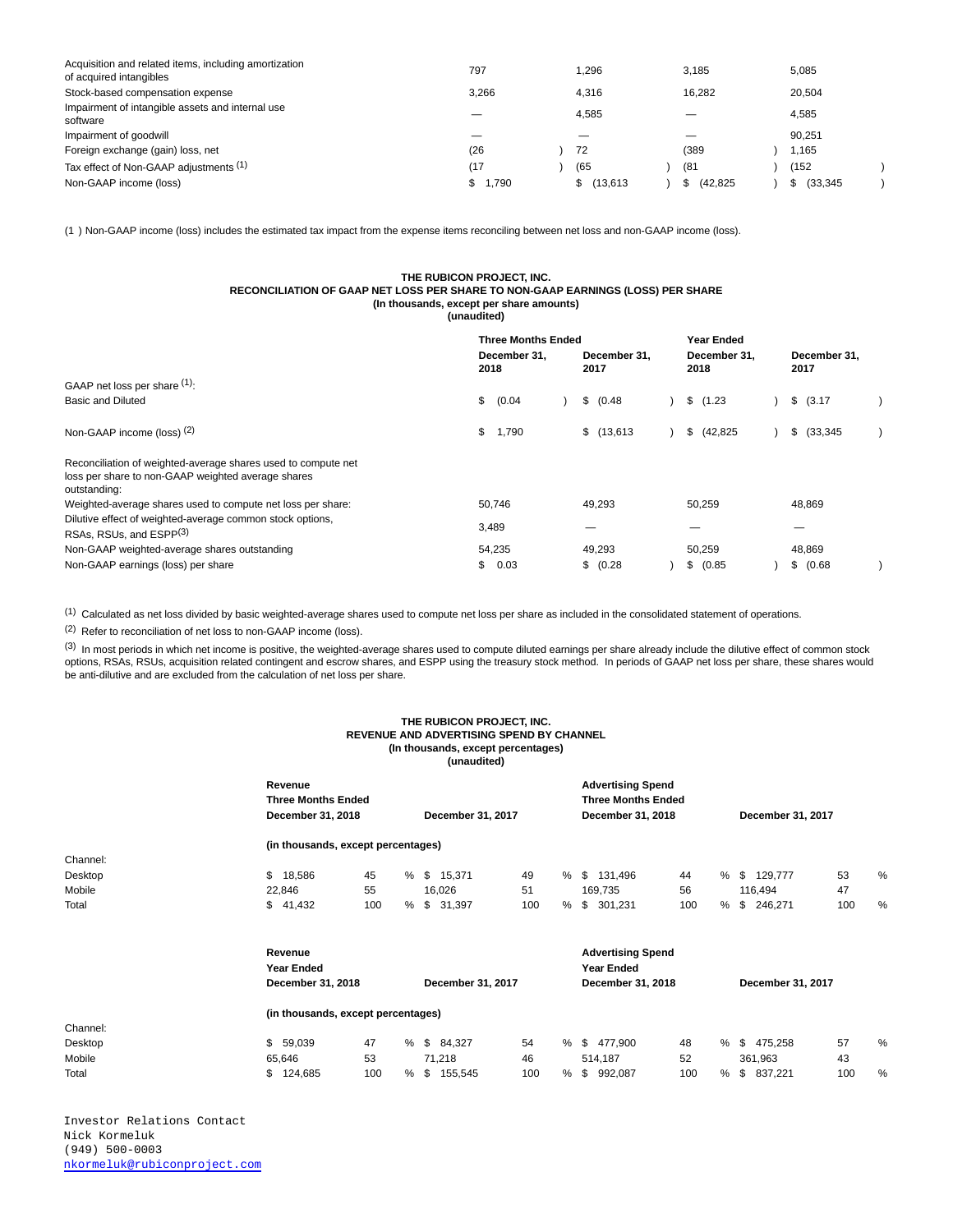| Acquisition and related items, including amortization<br>of acquired intangibles | 797   | 1.296      | 3.185    | 5,085    |
|----------------------------------------------------------------------------------|-------|------------|----------|----------|
| Stock-based compensation expense                                                 | 3.266 | 4.316      | 16.282   | 20,504   |
| Impairment of intangible assets and internal use<br>software                     |       | 4.585      |          | 4,585    |
| Impairment of goodwill                                                           |       |            |          | 90.251   |
| Foreign exchange (gain) loss, net                                                | (26)  | 72         | (389     | 1.165    |
| Tax effect of Non-GAAP adjustments (1)                                           | (17)  | (65)       | (81)     | 152      |
| Non-GAAP income (loss)                                                           | . 790 | \$(13.613) | (42.825) | (33.345) |

(1 ) Non-GAAP income (loss) includes the estimated tax impact from the expense items reconciling between net loss and non-GAAP income (loss).

## **THE RUBICON PROJECT, INC. RECONCILIATION OF GAAP NET LOSS PER SHARE TO NON-GAAP EARNINGS (LOSS) PER SHARE (In thousands, except per share amounts)**

| (unaudited) |  |
|-------------|--|
|-------------|--|

|                                                                                                                                     | <b>Three Months Ended</b><br>December 31.<br>2018 | December 31.<br>2017 | <b>Year Ended</b><br>December 31.<br>2018 | December 31.<br>2017 |
|-------------------------------------------------------------------------------------------------------------------------------------|---------------------------------------------------|----------------------|-------------------------------------------|----------------------|
| GAAP net loss per share (1).                                                                                                        |                                                   |                      |                                           |                      |
| <b>Basic and Diluted</b>                                                                                                            | \$<br>(0.04)                                      | \$<br>(0.48)         | \$(1.23)                                  | \$ (3.17)            |
| Non-GAAP income (loss) (2)                                                                                                          | \$<br>1,790                                       | \$(13,613)           | \$ (42,825)                               | \$<br>(33, 345)      |
| Reconciliation of weighted-average shares used to compute net<br>loss per share to non-GAAP weighted average shares<br>outstanding: |                                                   |                      |                                           |                      |
| Weighted-average shares used to compute net loss per share:                                                                         | 50,746                                            | 49,293               | 50,259                                    | 48,869               |
| Dilutive effect of weighted-average common stock options,<br>RSAs, RSUs, and ESPP <sup>(3)</sup>                                    | 3,489                                             |                      |                                           |                      |
| Non-GAAP weighted-average shares outstanding                                                                                        | 54,235                                            | 49,293               | 50,259                                    | 48,869               |
| Non-GAAP earnings (loss) per share                                                                                                  | \$<br>0.03                                        | (0.28)<br>\$         | (0.85)<br>\$                              | \$ (0.68)            |

(1) Calculated as net loss divided by basic weighted-average shares used to compute net loss per share as included in the consolidated statement of operations.

(2) Refer to reconciliation of net loss to non-GAAP income (loss).

(3) In most periods in which net income is positive, the weighted-average shares used to compute diluted earnings per share already include the dilutive effect of common stock options, RSAs, RSUs, acquisition related contingent and escrow shares, and ESPP using the treasury stock method. In periods of GAAP net loss per share, these shares would be anti-dilutive and are excluded from the calculation of net loss per share.

## **THE RUBICON PROJECT, INC. REVENUE AND ADVERTISING SPEND BY CHANNEL (In thousands, except percentages) (unaudited)**

|          | Revenue<br><b>Three Months Ended</b><br>December 31, 2018 |                                    |   |                                        | December 31, 2017 |     |   | <b>Advertising Spend</b><br><b>Three Months Ended</b><br>December 31, 2018 |                   |   | December 31, 2017 |     |   |
|----------|-----------------------------------------------------------|------------------------------------|---|----------------------------------------|-------------------|-----|---|----------------------------------------------------------------------------|-------------------|---|-------------------|-----|---|
|          | (in thousands, except percentages)                        |                                    |   |                                        |                   |     |   |                                                                            |                   |   |                   |     |   |
| Channel: |                                                           |                                    |   |                                        |                   |     |   |                                                                            |                   |   |                   |     |   |
| Desktop  | \$<br>18,586                                              | 45                                 | % |                                        | \$15,371          | 49  | % | \$131,496                                                                  | 44                | % | \$129,777         | 53  | % |
| Mobile   | 22,846                                                    | 55                                 |   |                                        | 16,026            | 51  |   | 169,735                                                                    | 56                |   | 116,494           | 47  |   |
| Total    | \$<br>41,432                                              | 100                                | % | \$                                     | 31,397            | 100 | % | \$<br>301,231                                                              | 100               | % | \$246,271         | 100 | % |
|          | Revenue<br><b>Year Ended</b>                              |                                    |   |                                        |                   |     |   | <b>Advertising Spend</b><br><b>Year Ended</b>                              |                   |   |                   |     |   |
|          | December 31, 2018                                         |                                    |   | December 31, 2018<br>December 31, 2017 |                   |     |   |                                                                            | December 31, 2017 |   |                   |     |   |
|          |                                                           | (in thousands, except percentages) |   |                                        |                   |     |   |                                                                            |                   |   |                   |     |   |
| Channel: |                                                           |                                    |   |                                        |                   |     |   |                                                                            |                   |   |                   |     |   |
| Desktop  | \$59,039                                                  | 47                                 | % |                                        | \$84,327          | 54  | % | \$<br>477,900                                                              | 48                | % | \$475,258         | 57  | % |
| Mobile   | 65,646                                                    | 53                                 |   |                                        | 71,218            | 46  |   | 514,187                                                                    | 52                |   | 361,963           | 43  |   |
| Total    | \$<br>124,685                                             | 100                                | % |                                        | \$155,545         | 100 | % | \$<br>992,087                                                              | 100               | % | \$837,221         | 100 | % |

Investor Relations Contact Nick Kormeluk (949) 500-0003 [nkormeluk@rubiconproject.com](mailto:nkormeluk@rubiconproject.com)